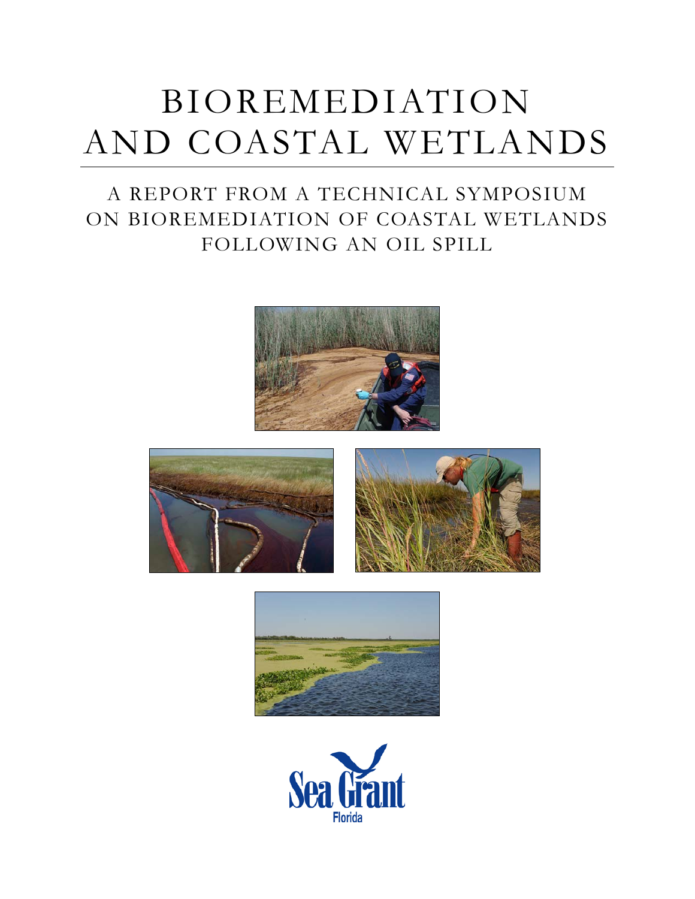# BIOREMEDIATION AND COASTAL WETLANDS

## A REPORT FROM A TECHNICAL SYMPOSIUM ON BIOREMEDIATION OF COASTAL WETLANDS FOLLOWING AN OIL SPILL

Sea Grant Florida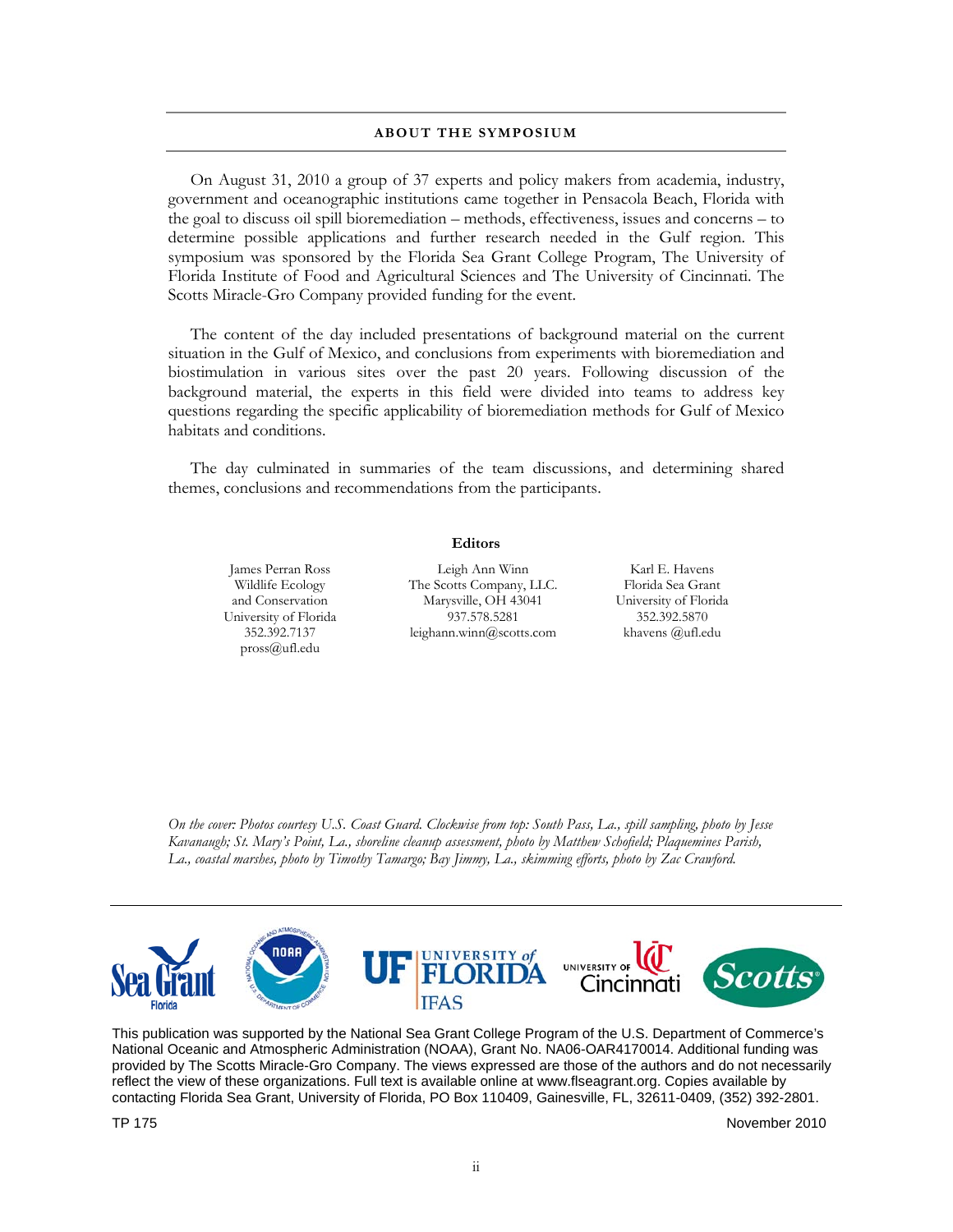## ABOUT THE SYMPOSIUM

On August 31, 2010 a group of 37 experts and policy makers from academia, industry, government and oceanographic institutions came together in Pensacola Beach, Florida with the goal to discuss oil spill bioremediation – methods, effectiveness, issues and concerns – to determine possible applications and further research needed in the Gulf region. This symposium was sponsored by the Florida Sea Grant College Program, The University of Florida Institute of Food and Agricultural Sciences and The University of Cincinnati. The Scotts Miracle-Gro Company provided funding for the event.

The content of the day included presentations of background material on the current situation in the Gulf of Mexico, and conclusions from experiments with bioremediation and biostimulation in various sites over the past 20 years. Following discussion of the background material, the experts in this field were divided into teams to address key questions regarding the specific applicability of bioremediation methods for Gulf of Mexico habitats and conditions.

The day culminated in summaries of the team discussions, and determining shared themes, conclusions and recommendations from the participants.

**Editors**

James Perran Ross
Wildlife Ecology
and Conservation
University of Florida
352.392.7137
pross@ufl.edu

Leigh Ann Winn
The Scotts Company, LLC.
Marysville, OH 43041
937.578.5281
leighann.winn@scotts.com

Karl E. Havens
Florida Sea Grant
University of Florida
352.392.5870
khavens @ufl.edu

*On the cover: Photos courtesy U.S. Coast Guard. Clockwise from top: South Pass, La., spill sampling, photo by Jesse Kavanaugh; St. Mary's Point, La., shoreline cleanup assessment, photo by Matthew Schofield; Plaquemines Parish, La., coastal marshes, photo by Timothy Tamargo; Bay Jimmy, La., skimming efforts, photo by Zac Crawford.*

Sea Grant Florida | NOAA | UF University of Florida IFAS | University of Cincinnati | Scotts

This publication was supported by the National Sea Grant College Program of the U.S. Department of Commerce's National Oceanic and Atmospheric Administration (NOAA), Grant No. NA06-OAR4170014. Additional funding was provided by The Scotts Miracle-Gro Company. The views expressed are those of the authors and do not necessarily reflect the view of these organizations. Full text is available online at www.flseagrant.org. Copies available by contacting Florida Sea Grant, University of Florida, PO Box 110409, Gainesville, FL, 32611-0409, (352) 392-2801.

TP 175 November 2010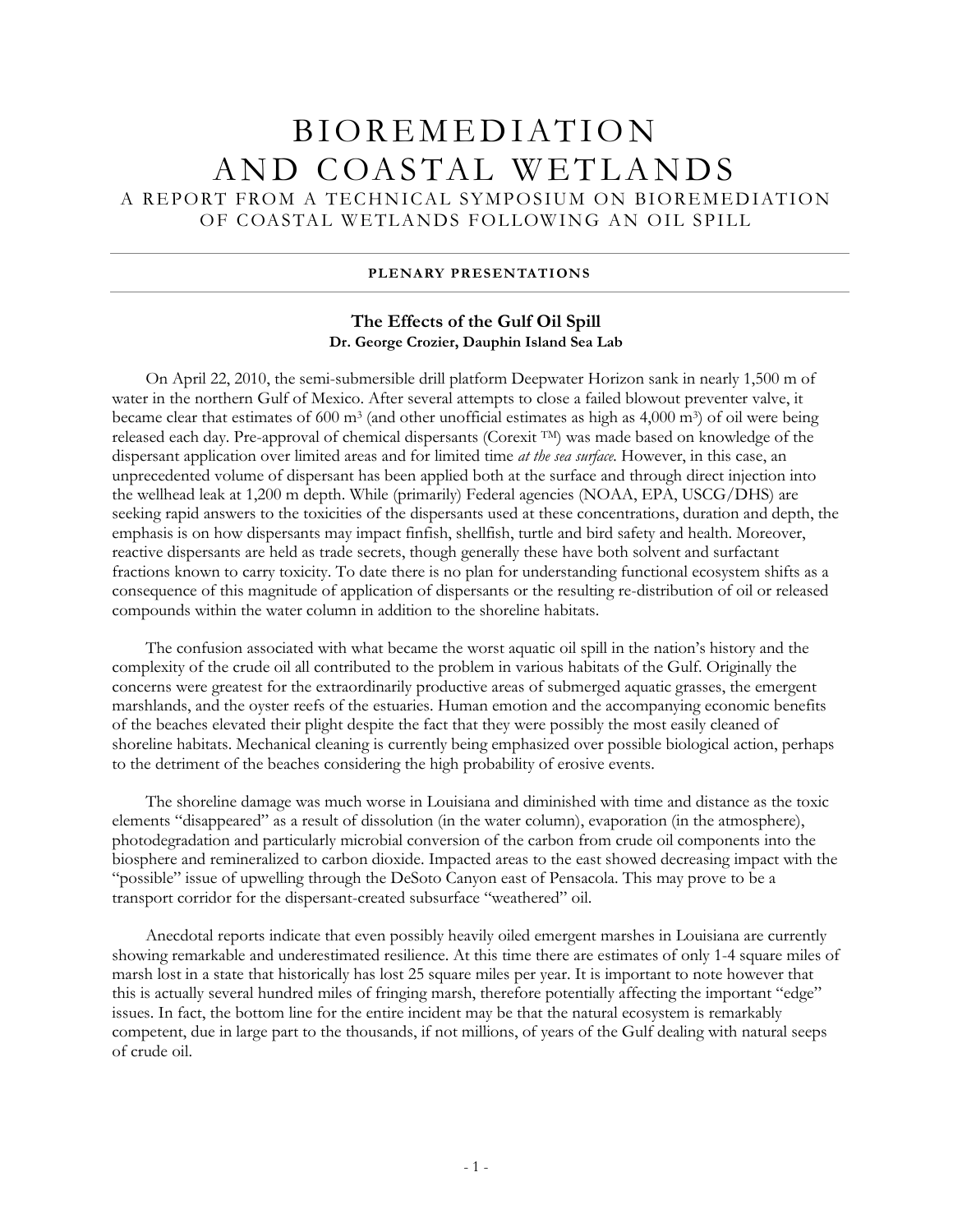# BIOREMEDIATION AND COASTAL WETLANDS

## A REPORT FROM A TECHNICAL SYMPOSIUM ON BIOREMEDIATION OF COASTAL WETLANDS FOLLOWING AN OIL SPILL

---

**PLENARY PRESENTATIONS**

---

### The Effects of the Gulf Oil Spill

**Dr. George Crozier, Dauphin Island Sea Lab**

On April 22, 2010, the semi-submersible drill platform Deepwater Horizon sank in nearly 1,500 m of water in the northern Gulf of Mexico. After several attempts to close a failed blowout preventer valve, it became clear that estimates of 600 $m^3$ (and other unofficial estimates as high as 4,000 $m^3$) of oil were being released each day. Pre-approval of chemical dispersants (Corexit ™) was made based on knowledge of the dispersant application over limited areas and for limited time *at the sea surface*. However, in this case, an unprecedented volume of dispersant has been applied both at the surface and through direct injection into the wellhead leak at 1,200 m depth. While (primarily) Federal agencies (NOAA, EPA, USCG/DHS) are seeking rapid answers to the toxicities of the dispersants used at these concentrations, duration and depth, the emphasis is on how dispersants may impact finfish, shellfish, turtle and bird safety and health. Moreover, reactive dispersants are held as trade secrets, though generally these have both solvent and surfactant fractions known to carry toxicity. To date there is no plan for understanding functional ecosystem shifts as a consequence of this magnitude of application of dispersants or the resulting re-distribution of oil or released compounds within the water column in addition to the shoreline habitats.

The confusion associated with what became the worst aquatic oil spill in the nation's history and the complexity of the crude oil all contributed to the problem in various habitats of the Gulf. Originally the concerns were greatest for the extraordinarily productive areas of submerged aquatic grasses, the emergent marshlands, and the oyster reefs of the estuaries. Human emotion and the accompanying economic benefits of the beaches elevated their plight despite the fact that they were possibly the most easily cleaned of shoreline habitats. Mechanical cleaning is currently being emphasized over possible biological action, perhaps to the detriment of the beaches considering the high probability of erosive events.

The shoreline damage was much worse in Louisiana and diminished with time and distance as the toxic elements "disappeared" as a result of dissolution (in the water column), evaporation (in the atmosphere), photodegradation and particularly microbial conversion of the carbon from crude oil components into the biosphere and remineralized to carbon dioxide. Impacted areas to the east showed decreasing impact with the "possible" issue of upwelling through the DeSoto Canyon east of Pensacola. This may prove to be a transport corridor for the dispersant-created subsurface "weathered" oil.

Anecdotal reports indicate that even possibly heavily oiled emergent marshes in Louisiana are currently showing remarkable and underestimated resilience. At this time there are estimates of only 1-4 square miles of marsh lost in a state that historically has lost 25 square miles per year. It is important to note however that this is actually several hundred miles of fringing marsh, therefore potentially affecting the important "edge" issues. In fact, the bottom line for the entire incident may be that the natural ecosystem is remarkably competent, due in large part to the thousands, if not millions, of years of the Gulf dealing with natural seeps of crude oil.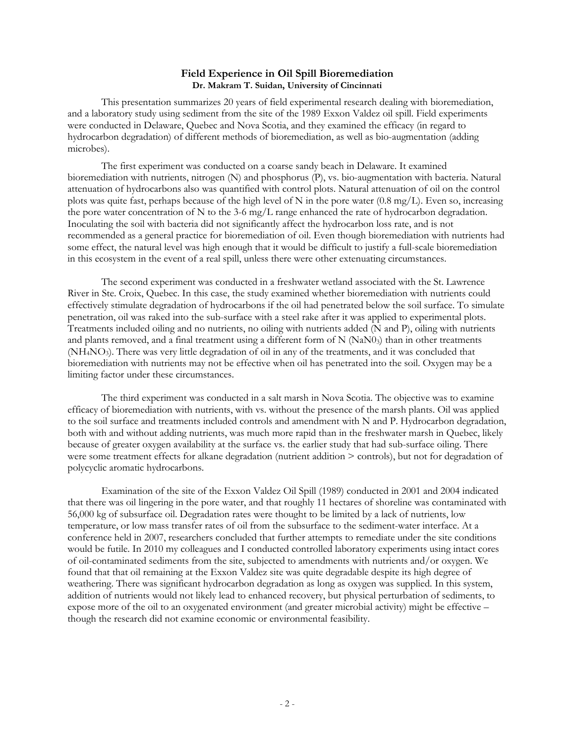## Field Experience in Oil Spill Bioremediation

**Dr. Makram T. Suidan, University of Cincinnati**

This presentation summarizes 20 years of field experimental research dealing with bioremediation, and a laboratory study using sediment from the site of the 1989 Exxon Valdez oil spill. Field experiments were conducted in Delaware, Quebec and Nova Scotia, and they examined the efficacy (in regard to hydrocarbon degradation) of different methods of bioremediation, as well as bio-augmentation (adding microbes).

The first experiment was conducted on a coarse sandy beach in Delaware. It examined bioremediation with nutrients, nitrogen (N) and phosphorus (P), vs. bio-augmentation with bacteria. Natural attenuation of hydrocarbons also was quantified with control plots. Natural attenuation of oil on the control plots was quite fast, perhaps because of the high level of N in the pore water (0.8 mg/L). Even so, increasing the pore water concentration of N to the 3-6 mg/L range enhanced the rate of hydrocarbon degradation. Inoculating the soil with bacteria did not significantly affect the hydrocarbon loss rate, and is not recommended as a general practice for bioremediation of oil. Even though bioremediation with nutrients had some effect, the natural level was high enough that it would be difficult to justify a full-scale bioremediation in this ecosystem in the event of a real spill, unless there were other extenuating circumstances.

The second experiment was conducted in a freshwater wetland associated with the St. Lawrence River in Ste. Croix, Quebec. In this case, the study examined whether bioremediation with nutrients could effectively stimulate degradation of hydrocarbons if the oil had penetrated below the soil surface. To simulate penetration, oil was raked into the sub-surface with a steel rake after it was applied to experimental plots. Treatments included oiling and no nutrients, no oiling with nutrients added (N and P), oiling with nutrients and plants removed, and a final treatment using a different form of N ($NaN0_3$) than in other treatments ($NH_4NO_3$). There was very little degradation of oil in any of the treatments, and it was concluded that bioremediation with nutrients may not be effective when oil has penetrated into the soil. Oxygen may be a limiting factor under these circumstances.

The third experiment was conducted in a salt marsh in Nova Scotia. The objective was to examine efficacy of bioremediation with nutrients, with vs. without the presence of the marsh plants. Oil was applied to the soil surface and treatments included controls and amendment with N and P. Hydrocarbon degradation, both with and without adding nutrients, was much more rapid than in the freshwater marsh in Quebec, likely because of greater oxygen availability at the surface vs. the earlier study that had sub-surface oiling. There were some treatment effects for alkane degradation (nutrient addition > controls), but not for degradation of polycyclic aromatic hydrocarbons.

Examination of the site of the Exxon Valdez Oil Spill (1989) conducted in 2001 and 2004 indicated that there was oil lingering in the pore water, and that roughly 11 hectares of shoreline was contaminated with 56,000 kg of subsurface oil. Degradation rates were thought to be limited by a lack of nutrients, low temperature, or low mass transfer rates of oil from the subsurface to the sediment-water interface. At a conference held in 2007, researchers concluded that further attempts to remediate under the site conditions would be futile. In 2010 my colleagues and I conducted controlled laboratory experiments using intact cores of oil-contaminated sediments from the site, subjected to amendments with nutrients and/or oxygen. We found that that oil remaining at the Exxon Valdez site was quite degradable despite its high degree of weathering. There was significant hydrocarbon degradation as long as oxygen was supplied. In this system, addition of nutrients would not likely lead to enhanced recovery, but physical perturbation of sediments, to expose more of the oil to an oxygenated environment (and greater microbial activity) might be effective – though the research did not examine economic or environmental feasibility.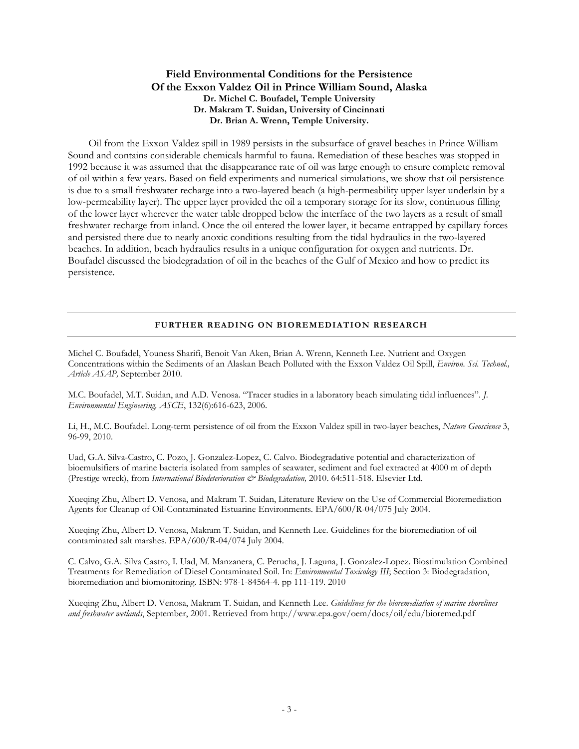## Field Environmental Conditions for the Persistence Of the Exxon Valdez Oil in Prince William Sound, Alaska

**Dr. Michel C. Boufadel, Temple University**
**Dr. Makram T. Suidan, University of Cincinnati**
**Dr. Brian A. Wrenn, Temple University.**

Oil from the Exxon Valdez spill in 1989 persists in the subsurface of gravel beaches in Prince William Sound and contains considerable chemicals harmful to fauna. Remediation of these beaches was stopped in 1992 because it was assumed that the disappearance rate of oil was large enough to ensure complete removal of oil within a few years. Based on field experiments and numerical simulations, we show that oil persistence is due to a small freshwater recharge into a two-layered beach (a high-permeability upper layer underlain by a low-permeability layer). The upper layer provided the oil a temporary storage for its slow, continuous filling of the lower layer wherever the water table dropped below the interface of the two layers as a result of small freshwater recharge from inland. Once the oil entered the lower layer, it became entrapped by capillary forces and persisted there due to nearly anoxic conditions resulting from the tidal hydraulics in the two-layered beaches. In addition, beach hydraulics results in a unique configuration for oxygen and nutrients. Dr. Boufadel discussed the biodegradation of oil in the beaches of the Gulf of Mexico and how to predict its persistence.

---

### FURTHER READING ON BIOREMEDIATION RESEARCH

---

Michel C. Boufadel, Youness Sharifi, Benoit Van Aken, Brian A. Wrenn, Kenneth Lee. Nutrient and Oxygen Concentrations within the Sediments of an Alaskan Beach Polluted with the Exxon Valdez Oil Spill, *Environ. Sci. Technol., Article ASAP,* September 2010.

M.C. Boufadel, M.T. Suidan, and A.D. Venosa. "Tracer studies in a laboratory beach simulating tidal influences". *J. Environmental Engineering, ASCE*, 132(6):616-623, 2006.

Li, H., M.C. Boufadel. Long-term persistence of oil from the Exxon Valdez spill in two-layer beaches, *Nature Geoscience* 3, 96-99, 2010.

Uad, G.A. Silva-Castro, C. Pozo, J. Gonzalez-Lopez, C. Calvo. Biodegradative potential and characterization of bioemulsifiers of marine bacteria isolated from samples of seawater, sediment and fuel extracted at 4000 m of depth (Prestige wreck), from *International Biodeterioration & Biodegradation,* 2010. 64:511-518. Elsevier Ltd.

Xueqing Zhu, Albert D. Venosa, and Makram T. Suidan, Literature Review on the Use of Commercial Bioremediation Agents for Cleanup of Oil-Contaminated Estuarine Environments. EPA/600/R-04/075 July 2004.

Xueqing Zhu, Albert D. Venosa, Makram T. Suidan, and Kenneth Lee. Guidelines for the bioremediation of oil contaminated salt marshes. EPA/600/R-04/074 July 2004.

C. Calvo, G.A. Silva Castro, I. Uad, M. Manzanera, C. Perucha, J. Laguna, J. Gonzalez-Lopez. Biostimulation Combined Treatments for Remediation of Diesel Contaminated Soil. In: *Environmental Toxicology III*; Section 3: Biodegradation, bioremediation and biomonitoring. ISBN: 978-1-84564-4. pp 111-119. 2010

Xueqing Zhu, Albert D. Venosa, Makram T. Suidan, and Kenneth Lee. *Guidelines for the bioremediation of marine shorelines and freshwater wetlands*, September, 2001. Retrieved from http://www.epa.gov/oem/docs/oil/edu/bioremed.pdf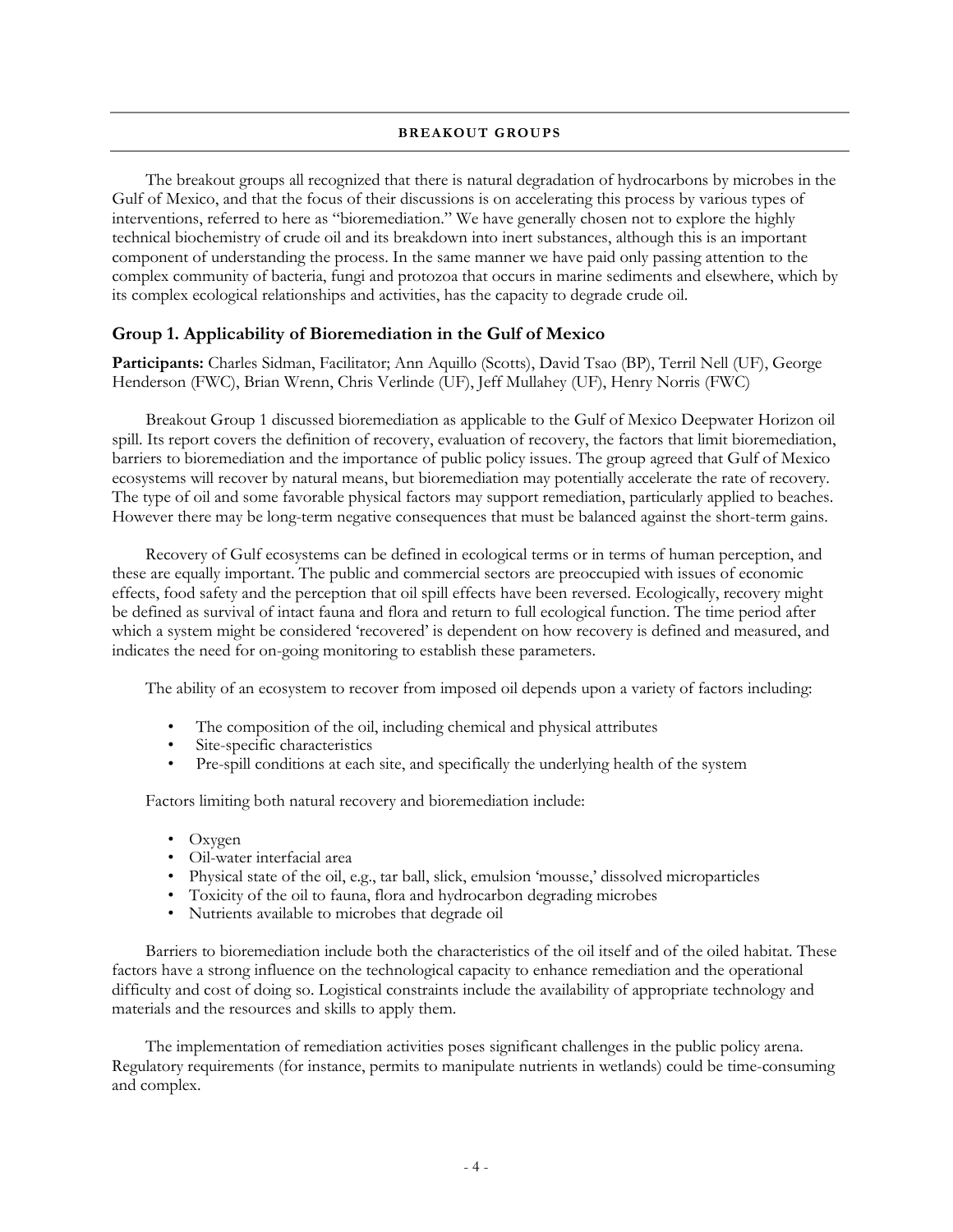## BREAKOUT GROUPS

The breakout groups all recognized that there is natural degradation of hydrocarbons by microbes in the Gulf of Mexico, and that the focus of their discussions is on accelerating this process by various types of interventions, referred to here as "bioremediation." We have generally chosen not to explore the highly technical biochemistry of crude oil and its breakdown into inert substances, although this is an important component of understanding the process. In the same manner we have paid only passing attention to the complex community of bacteria, fungi and protozoa that occurs in marine sediments and elsewhere, which by its complex ecological relationships and activities, has the capacity to degrade crude oil.

### Group 1. Applicability of Bioremediation in the Gulf of Mexico

**Participants:** Charles Sidman, Facilitator; Ann Aquillo (Scotts), David Tsao (BP), Terril Nell (UF), George Henderson (FWC), Brian Wrenn, Chris Verlinde (UF), Jeff Mullahey (UF), Henry Norris (FWC)

Breakout Group 1 discussed bioremediation as applicable to the Gulf of Mexico Deepwater Horizon oil spill. Its report covers the definition of recovery, evaluation of recovery, the factors that limit bioremediation, barriers to bioremediation and the importance of public policy issues. The group agreed that Gulf of Mexico ecosystems will recover by natural means, but bioremediation may potentially accelerate the rate of recovery. The type of oil and some favorable physical factors may support remediation, particularly applied to beaches. However there may be long-term negative consequences that must be balanced against the short-term gains.

Recovery of Gulf ecosystems can be defined in ecological terms or in terms of human perception, and these are equally important. The public and commercial sectors are preoccupied with issues of economic effects, food safety and the perception that oil spill effects have been reversed. Ecologically, recovery might be defined as survival of intact fauna and flora and return to full ecological function. The time period after which a system might be considered 'recovered' is dependent on how recovery is defined and measured, and indicates the need for on-going monitoring to establish these parameters.

The ability of an ecosystem to recover from imposed oil depends upon a variety of factors including:

- The composition of the oil, including chemical and physical attributes
- Site-specific characteristics
- Pre-spill conditions at each site, and specifically the underlying health of the system

Factors limiting both natural recovery and bioremediation include:

- Oxygen
- Oil-water interfacial area
- Physical state of the oil, e.g., tar ball, slick, emulsion 'mousse,' dissolved microparticles
- Toxicity of the oil to fauna, flora and hydrocarbon degrading microbes
- Nutrients available to microbes that degrade oil

Barriers to bioremediation include both the characteristics of the oil itself and of the oiled habitat. These factors have a strong influence on the technological capacity to enhance remediation and the operational difficulty and cost of doing so. Logistical constraints include the availability of appropriate technology and materials and the resources and skills to apply them.

The implementation of remediation activities poses significant challenges in the public policy arena. Regulatory requirements (for instance, permits to manipulate nutrients in wetlands) could be time-consuming and complex.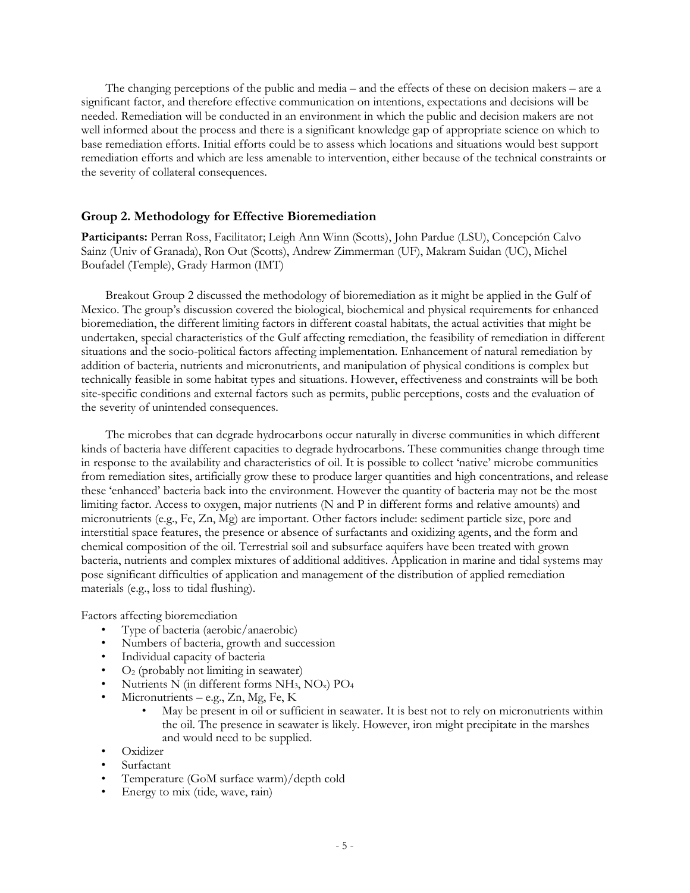The changing perceptions of the public and media – and the effects of these on decision makers – are a significant factor, and therefore effective communication on intentions, expectations and decisions will be needed. Remediation will be conducted in an environment in which the public and decision makers are not well informed about the process and there is a significant knowledge gap of appropriate science on which to base remediation efforts. Initial efforts could be to assess which locations and situations would best support remediation efforts and which are less amenable to intervention, either because of the technical constraints or the severity of collateral consequences.

## Group 2. Methodology for Effective Bioremediation

**Participants:** Perran Ross, Facilitator; Leigh Ann Winn (Scotts), John Pardue (LSU), Concepción Calvo Sainz (Univ of Granada), Ron Out (Scotts), Andrew Zimmerman (UF), Makram Suidan (UC), Michel Boufadel (Temple), Grady Harmon (IMT)

Breakout Group 2 discussed the methodology of bioremediation as it might be applied in the Gulf of Mexico. The group's discussion covered the biological, biochemical and physical requirements for enhanced bioremediation, the different limiting factors in different coastal habitats, the actual activities that might be undertaken, special characteristics of the Gulf affecting remediation, the feasibility of remediation in different situations and the socio-political factors affecting implementation. Enhancement of natural remediation by addition of bacteria, nutrients and micronutrients, and manipulation of physical conditions is complex but technically feasible in some habitat types and situations. However, effectiveness and constraints will be both site-specific conditions and external factors such as permits, public perceptions, costs and the evaluation of the severity of unintended consequences.

The microbes that can degrade hydrocarbons occur naturally in diverse communities in which different kinds of bacteria have different capacities to degrade hydrocarbons. These communities change through time in response to the availability and characteristics of oil. It is possible to collect 'native' microbe communities from remediation sites, artificially grow these to produce larger quantities and high concentrations, and release these 'enhanced' bacteria back into the environment. However the quantity of bacteria may not be the most limiting factor. Access to oxygen, major nutrients (N and P in different forms and relative amounts) and micronutrients (e.g., Fe, Zn, Mg) are important. Other factors include: sediment particle size, pore and interstitial space features, the presence or absence of surfactants and oxidizing agents, and the form and chemical composition of the oil. Terrestrial soil and subsurface aquifers have been treated with grown bacteria, nutrients and complex mixtures of additional additives. Application in marine and tidal systems may pose significant difficulties of application and management of the distribution of applied remediation materials (e.g., loss to tidal flushing).

Factors affecting bioremediation

- Type of bacteria (aerobic/anaerobic)
- Numbers of bacteria, growth and succession
- Individual capacity of bacteria
- $O_2$ (probably not limiting in seawater)
- Nutrients N (in different forms $NH_3$, $NO_x$) $PO_4$
- Micronutrients – e.g., Zn, Mg, Fe, K
    - May be present in oil or sufficient in seawater. It is best not to rely on micronutrients within the oil. The presence in seawater is likely. However, iron might precipitate in the marshes and would need to be supplied.
- Oxidizer
- Surfactant
- Temperature (GoM surface warm)/depth cold
- Energy to mix (tide, wave, rain)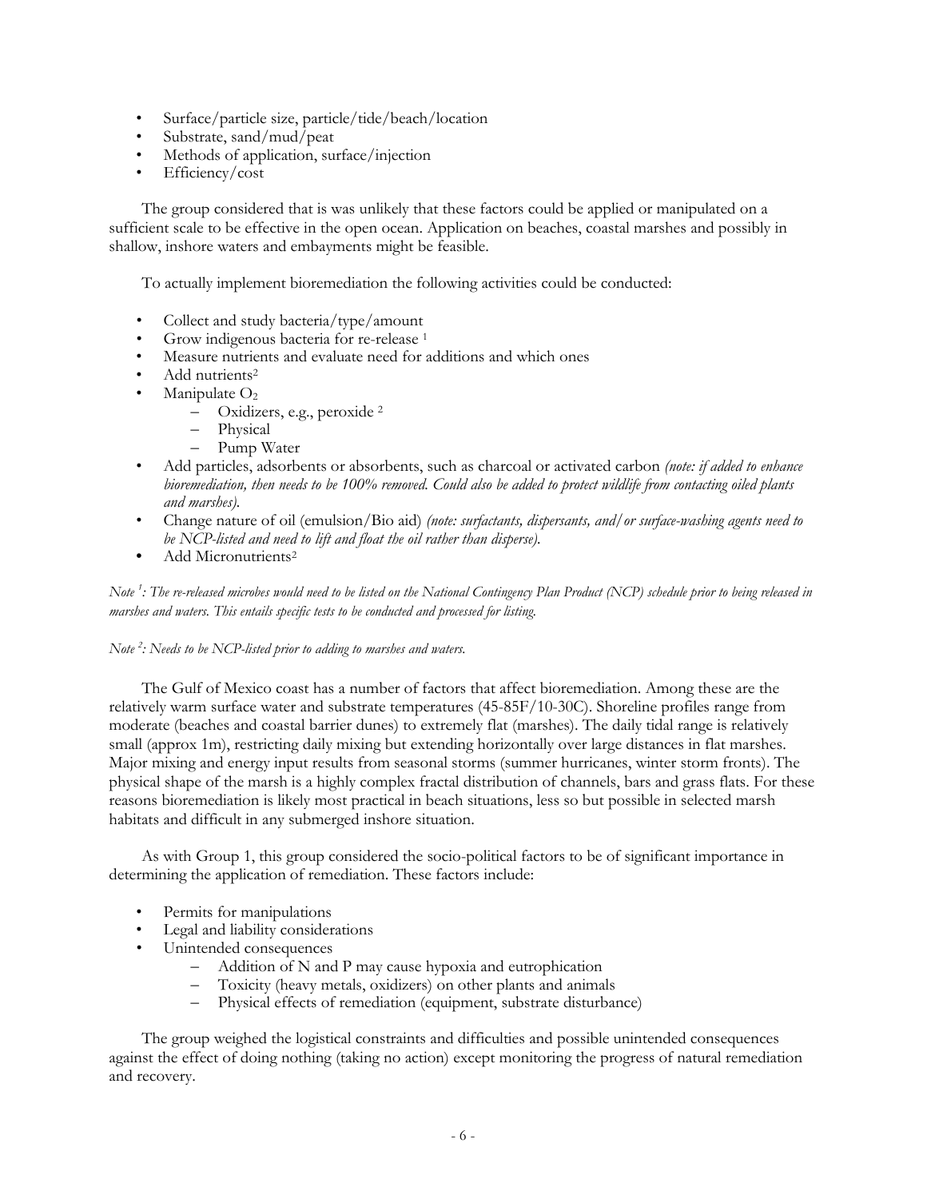- Surface/particle size, particle/tide/beach/location
- Substrate, sand/mud/peat
- Methods of application, surface/injection
- Efficiency/cost

The group considered that is was unlikely that these factors could be applied or manipulated on a sufficient scale to be effective in the open ocean. Application on beaches, coastal marshes and possibly in shallow, inshore waters and embayments might be feasible.

To actually implement bioremediation the following activities could be conducted:

- Collect and study bacteria/type/amount
- Grow indigenous bacteria for re-release [1]
- Measure nutrients and evaluate need for additions and which ones
- Add nutrients[2]
- Manipulate $O_2$
  - Oxidizers, e.g., peroxide [2]
  - Physical
  - Pump Water
- Add particles, adsorbents or absorbents, such as charcoal or activated carbon *(note: if added to enhance bioremediation, then needs to be 100% removed. Could also be added to protect wildlife from contacting oiled plants and marshes).*
- Change nature of oil (emulsion/Bio aid) *(note: surfactants, dispersants, and/or surface-washing agents need to be NCP-listed and need to lift and float the oil rather than disperse).*
- Add Micronutrients[2]

*Note [1]: The re-released microbes would need to be listed on the National Contingency Plan Product (NCP) schedule prior to being released in marshes and waters. This entails specific tests to be conducted and processed for listing.*

*Note [2]: Needs to be NCP-listed prior to adding to marshes and waters.*

The Gulf of Mexico coast has a number of factors that affect bioremediation. Among these are the relatively warm surface water and substrate temperatures (45-85F/10-30C). Shoreline profiles range from moderate (beaches and coastal barrier dunes) to extremely flat (marshes). The daily tidal range is relatively small (approx 1m), restricting daily mixing but extending horizontally over large distances in flat marshes. Major mixing and energy input results from seasonal storms (summer hurricanes, winter storm fronts). The physical shape of the marsh is a highly complex fractal distribution of channels, bars and grass flats. For these reasons bioremediation is likely most practical in beach situations, less so but possible in selected marsh habitats and difficult in any submerged inshore situation.

As with Group 1, this group considered the socio-political factors to be of significant importance in determining the application of remediation. These factors include:

- Permits for manipulations
- Legal and liability considerations
- Unintended consequences
  - Addition of N and P may cause hypoxia and eutrophication
  - Toxicity (heavy metals, oxidizers) on other plants and animals
  - Physical effects of remediation (equipment, substrate disturbance)

The group weighed the logistical constraints and difficulties and possible unintended consequences against the effect of doing nothing (taking no action) except monitoring the progress of natural remediation and recovery.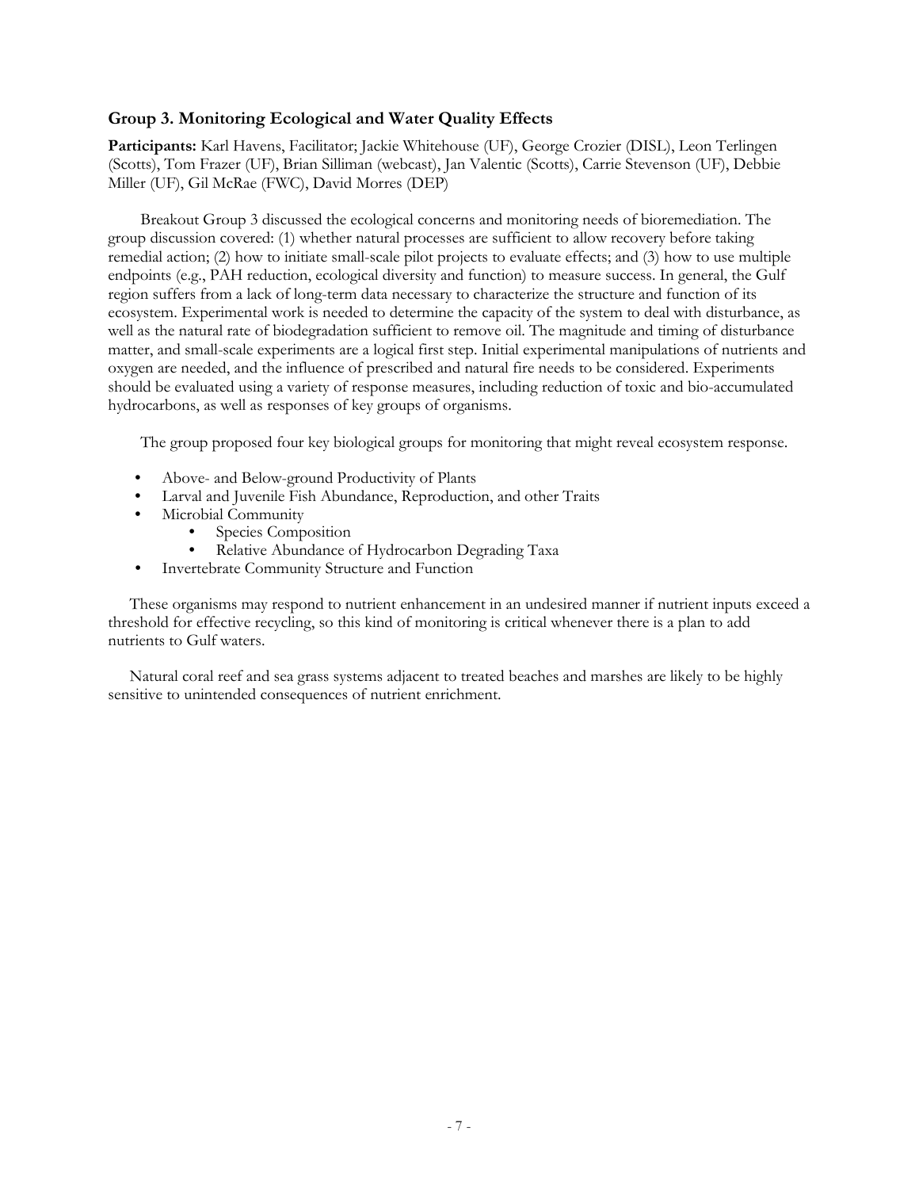### Group 3. Monitoring Ecological and Water Quality Effects

**Participants:** Karl Havens, Facilitator; Jackie Whitehouse (UF), George Crozier (DISL), Leon Terlingen (Scotts), Tom Frazer (UF), Brian Silliman (webcast), Jan Valentic (Scotts), Carrie Stevenson (UF), Debbie Miller (UF), Gil McRae (FWC), David Morres (DEP)

Breakout Group 3 discussed the ecological concerns and monitoring needs of bioremediation. The group discussion covered: (1) whether natural processes are sufficient to allow recovery before taking remedial action; (2) how to initiate small-scale pilot projects to evaluate effects; and (3) how to use multiple endpoints (e.g., PAH reduction, ecological diversity and function) to measure success. In general, the Gulf region suffers from a lack of long-term data necessary to characterize the structure and function of its ecosystem. Experimental work is needed to determine the capacity of the system to deal with disturbance, as well as the natural rate of biodegradation sufficient to remove oil. The magnitude and timing of disturbance matter, and small-scale experiments are a logical first step. Initial experimental manipulations of nutrients and oxygen are needed, and the influence of prescribed and natural fire needs to be considered. Experiments should be evaluated using a variety of response measures, including reduction of toxic and bio-accumulated hydrocarbons, as well as responses of key groups of organisms.

The group proposed four key biological groups for monitoring that might reveal ecosystem response.

- Above- and Below-ground Productivity of Plants
- Larval and Juvenile Fish Abundance, Reproduction, and other Traits
- Microbial Community
  - Species Composition
  - Relative Abundance of Hydrocarbon Degrading Taxa
- Invertebrate Community Structure and Function

These organisms may respond to nutrient enhancement in an undesired manner if nutrient inputs exceed a threshold for effective recycling, so this kind of monitoring is critical whenever there is a plan to add nutrients to Gulf waters.

Natural coral reef and sea grass systems adjacent to treated beaches and marshes are likely to be highly sensitive to unintended consequences of nutrient enrichment.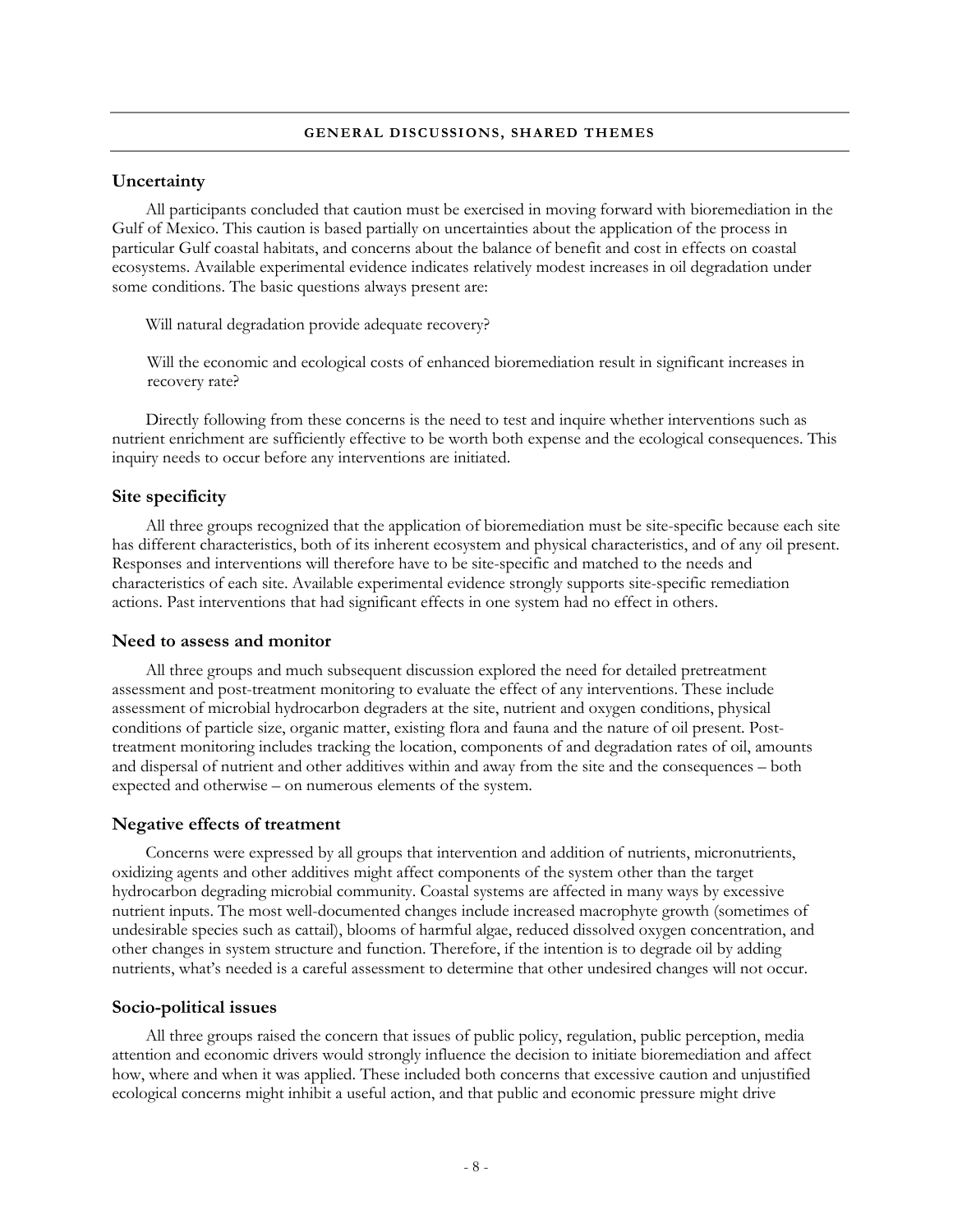## GENERAL DISCUSSIONS, SHARED THEMES

### Uncertainty

All participants concluded that caution must be exercised in moving forward with bioremediation in the Gulf of Mexico. This caution is based partially on uncertainties about the application of the process in particular Gulf coastal habitats, and concerns about the balance of benefit and cost in effects on coastal ecosystems. Available experimental evidence indicates relatively modest increases in oil degradation under some conditions. The basic questions always present are:

> Will natural degradation provide adequate recovery?
>
> Will the economic and ecological costs of enhanced bioremediation result in significant increases in recovery rate?

Directly following from these concerns is the need to test and inquire whether interventions such as nutrient enrichment are sufficiently effective to be worth both expense and the ecological consequences. This inquiry needs to occur before any interventions are initiated.

### Site specificity

All three groups recognized that the application of bioremediation must be site-specific because each site has different characteristics, both of its inherent ecosystem and physical characteristics, and of any oil present. Responses and interventions will therefore have to be site-specific and matched to the needs and characteristics of each site. Available experimental evidence strongly supports site-specific remediation actions. Past interventions that had significant effects in one system had no effect in others.

### Need to assess and monitor

All three groups and much subsequent discussion explored the need for detailed pretreatment assessment and post-treatment monitoring to evaluate the effect of any interventions. These include assessment of microbial hydrocarbon degraders at the site, nutrient and oxygen conditions, physical conditions of particle size, organic matter, existing flora and fauna and the nature of oil present. Post-treatment monitoring includes tracking the location, components of and degradation rates of oil, amounts and dispersal of nutrient and other additives within and away from the site and the consequences – both expected and otherwise – on numerous elements of the system.

### Negative effects of treatment

Concerns were expressed by all groups that intervention and addition of nutrients, micronutrients, oxidizing agents and other additives might affect components of the system other than the target hydrocarbon degrading microbial community. Coastal systems are affected in many ways by excessive nutrient inputs. The most well-documented changes include increased macrophyte growth (sometimes of undesirable species such as cattail), blooms of harmful algae, reduced dissolved oxygen concentration, and other changes in system structure and function. Therefore, if the intention is to degrade oil by adding nutrients, what's needed is a careful assessment to determine that other undesired changes will not occur.

### Socio-political issues

All three groups raised the concern that issues of public policy, regulation, public perception, media attention and economic drivers would strongly influence the decision to initiate bioremediation and affect how, where and when it was applied. These included both concerns that excessive caution and unjustified ecological concerns might inhibit a useful action, and that public and economic pressure might drive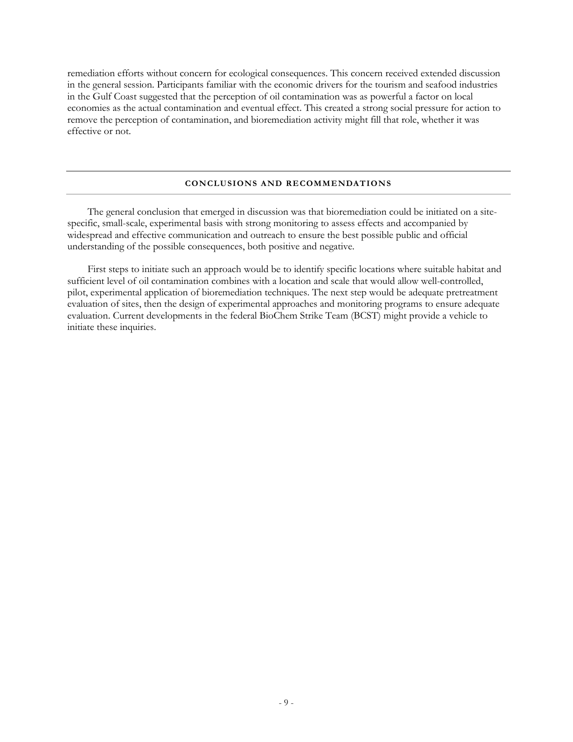remediation efforts without concern for ecological consequences. This concern received extended discussion in the general session. Participants familiar with the economic drivers for the tourism and seafood industries in the Gulf Coast suggested that the perception of oil contamination was as powerful a factor on local economies as the actual contamination and eventual effect. This created a strong social pressure for action to remove the perception of contamination, and bioremediation activity might fill that role, whether it was effective or not.

## CONCLUSIONS AND RECOMMENDATIONS

The general conclusion that emerged in discussion was that bioremediation could be initiated on a site-specific, small-scale, experimental basis with strong monitoring to assess effects and accompanied by widespread and effective communication and outreach to ensure the best possible public and official understanding of the possible consequences, both positive and negative.

First steps to initiate such an approach would be to identify specific locations where suitable habitat and sufficient level of oil contamination combines with a location and scale that would allow well-controlled, pilot, experimental application of bioremediation techniques. The next step would be adequate pretreatment evaluation of sites, then the design of experimental approaches and monitoring programs to ensure adequate evaluation. Current developments in the federal BioChem Strike Team (BCST) might provide a vehicle to initiate these inquiries.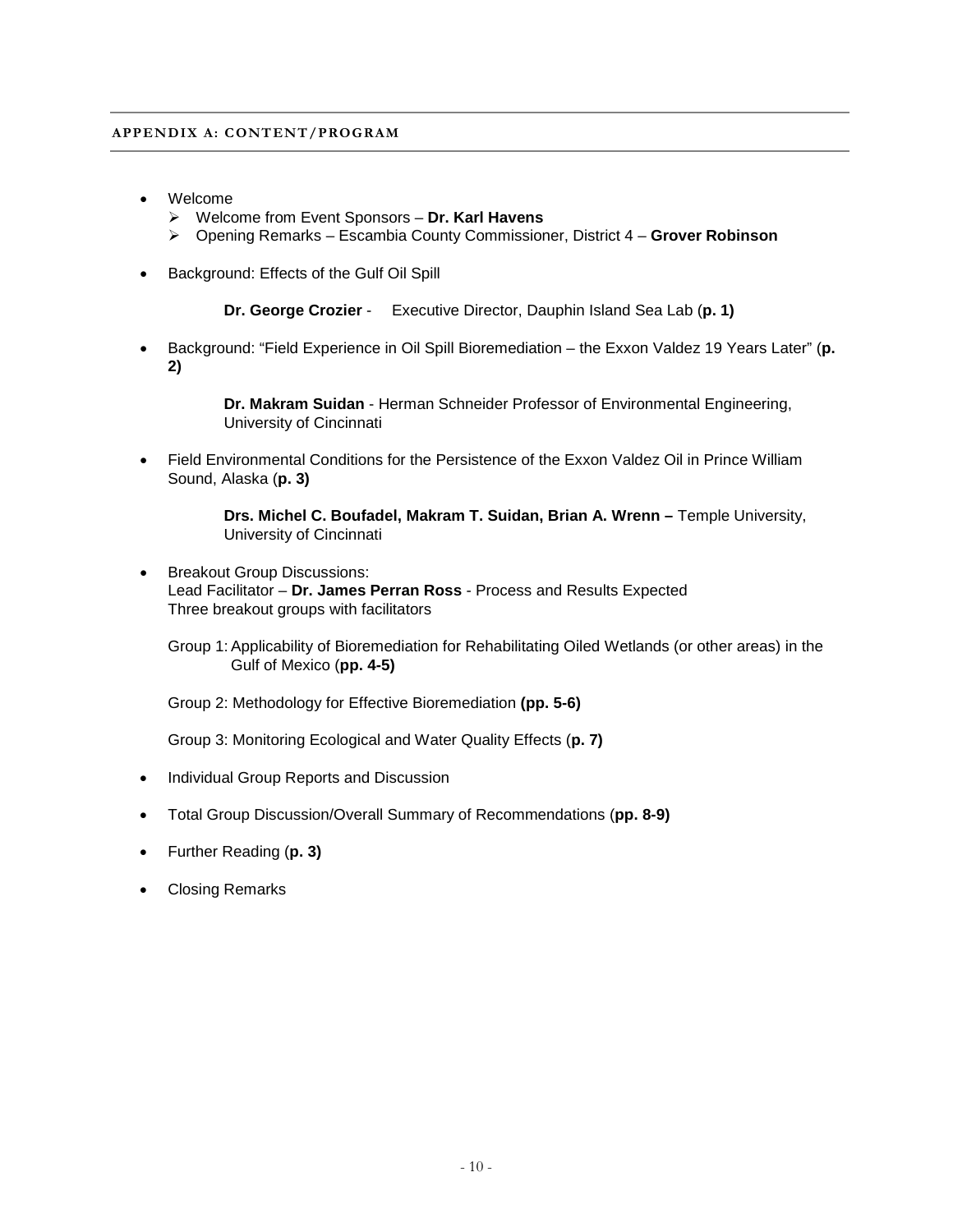## APPENDIX A: CONTENT/PROGRAM

- Welcome
  - Welcome from Event Sponsors – **Dr. Karl Havens**
  - Opening Remarks – Escambia County Commissioner, District 4 – **Grover Robinson**
- Background: Effects of the Gulf Oil Spill

  **Dr. George Crozier** - Executive Director, Dauphin Island Sea Lab (**p. 1)**

- Background: "Field Experience in Oil Spill Bioremediation – the Exxon Valdez 19 Years Later" (**p. 2)**

  **Dr. Makram Suidan** - Herman Schneider Professor of Environmental Engineering, University of Cincinnati

- Field Environmental Conditions for the Persistence of the Exxon Valdez Oil in Prince William Sound, Alaska (**p. 3)**

  **Drs. Michel C. Boufadel, Makram T. Suidan, Brian A. Wrenn –** Temple University, University of Cincinnati

- Breakout Group Discussions:
  Lead Facilitator – **Dr. James Perran Ross** - Process and Results Expected
  Three breakout groups with facilitators

  Group 1: Applicability of Bioremediation for Rehabilitating Oiled Wetlands (or other areas) in the Gulf of Mexico (**pp. 4-5)**

  Group 2: Methodology for Effective Bioremediation **(pp. 5-6)**

  Group 3: Monitoring Ecological and Water Quality Effects (**p. 7)**

- Individual Group Reports and Discussion
- Total Group Discussion/Overall Summary of Recommendations (**pp. 8-9)**
- Further Reading (**p. 3)**
- Closing Remarks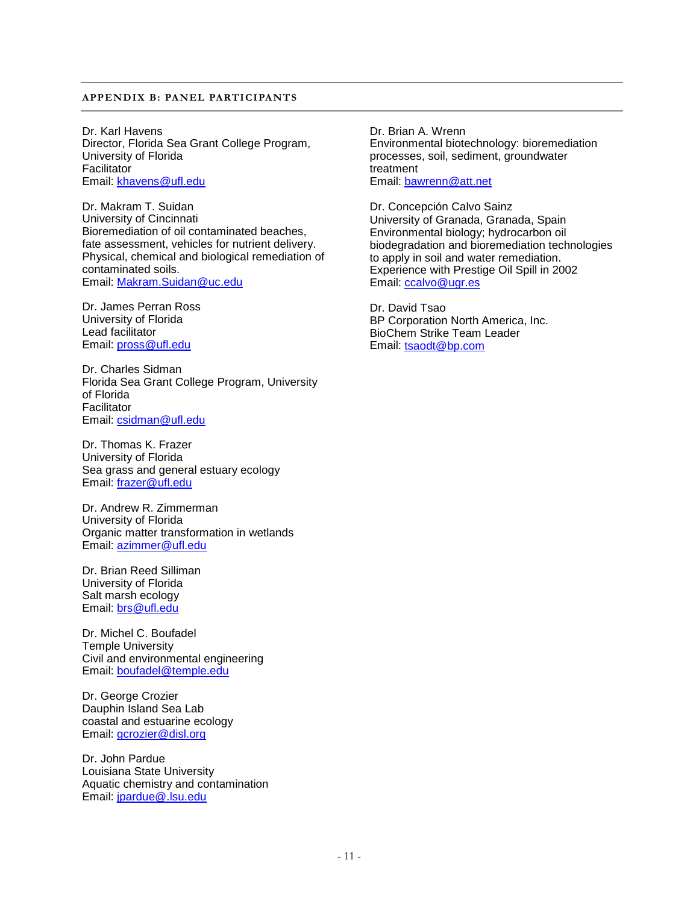## APPENDIX B: PANEL PARTICIPANTS

Dr. Karl Havens
Director, Florida Sea Grant College Program, University of Florida
Facilitator
Email: khavens@ufl.edu

Dr. Makram T. Suidan
University of Cincinnati
Bioremediation of oil contaminated beaches, fate assessment, vehicles for nutrient delivery. Physical, chemical and biological remediation of contaminated soils.
Email: Makram.Suidan@uc.edu

Dr. James Perran Ross
University of Florida
Lead facilitator
Email: pross@ufl.edu

Dr. Charles Sidman
Florida Sea Grant College Program, University of Florida
Facilitator
Email: csidman@ufl.edu

Dr. Thomas K. Frazer
University of Florida
Sea grass and general estuary ecology
Email: frazer@ufl.edu

Dr. Andrew R. Zimmerman
University of Florida
Organic matter transformation in wetlands
Email: azimmer@ufl.edu

Dr. Brian Reed Silliman
University of Florida
Salt marsh ecology
Email: brs@ufl.edu

Dr. Michel C. Boufadel
Temple University
Civil and environmental engineering
Email: boufadel@temple.edu

Dr. George Crozier
Dauphin Island Sea Lab
coastal and estuarine ecology
Email: gcrozier@disl.org

Dr. John Pardue
Louisiana State University
Aquatic chemistry and contamination
Email: jpardue@.lsu.edu

Dr. Brian A. Wrenn
Environmental biotechnology: bioremediation processes, soil, sediment, groundwater treatment
Email: bawrenn@att.net

Dr. Concepción Calvo Sainz
University of Granada, Granada, Spain
Environmental biology; hydrocarbon oil biodegradation and bioremediation technologies to apply in soil and water remediation.
Experience with Prestige Oil Spill in 2002
Email: ccalvo@ugr.es

Dr. David Tsao
BP Corporation North America, Inc.
BioChem Strike Team Leader
Email: tsaodt@bp.com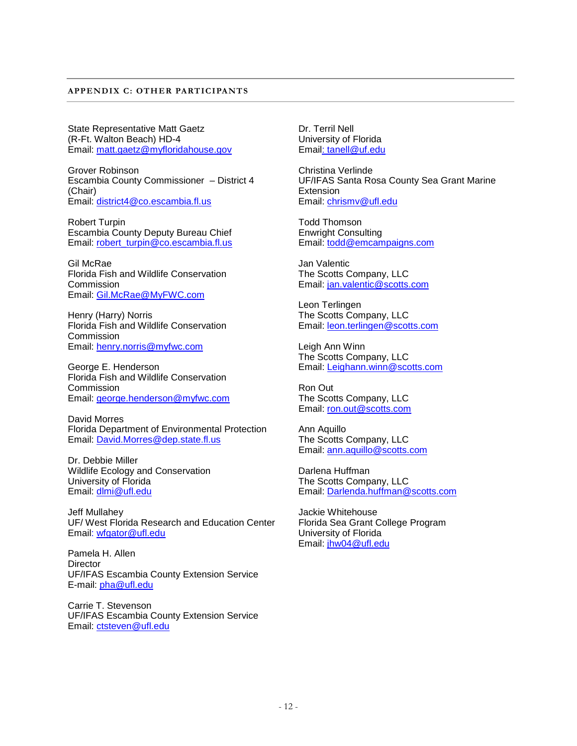## APPENDIX C: OTHER PARTICIPANTS

State Representative Matt Gaetz
(R-Ft. Walton Beach) HD-4
Email: matt.gaetz@myfloridahouse.gov

Grover Robinson
Escambia County Commissioner – District 4 (Chair)
Email: district4@co.escambia.fl.us

Robert Turpin
Escambia County Deputy Bureau Chief
Email: robert_turpin@co.escambia.fl.us

Gil McRae
Florida Fish and Wildlife Conservation Commission
Email: Gil.McRae@MyFWC.com

Henry (Harry) Norris
Florida Fish and Wildlife Conservation Commission
Email: henry.norris@myfwc.com

George E. Henderson
Florida Fish and Wildlife Conservation Commission
Email: george.henderson@myfwc.com

David Morres
Florida Department of Environmental Protection
Email: David.Morres@dep.state.fl.us

Dr. Debbie Miller
Wildlife Ecology and Conservation
University of Florida
Email: dlmi@ufl.edu

Jeff Mullahey
UF/ West Florida Research and Education Center
Email: wfgator@ufl.edu

Pamela H. Allen
Director
UF/IFAS Escambia County Extension Service
E-mail: pha@ufl.edu

Carrie T. Stevenson
UF/IFAS Escambia County Extension Service
Email: ctsteven@ufl.edu

Dr. Terril Nell
University of Florida
Email: tanell@uf.edu

Christina Verlinde
UF/IFAS Santa Rosa County Sea Grant Marine Extension
Email: chrismv@ufl.edu

Todd Thomson
Enwright Consulting
Email: todd@emcampaigns.com

Jan Valentic
The Scotts Company, LLC
Email: jan.valentic@scotts.com

Leon Terlingen
The Scotts Company, LLC
Email: leon.terlingen@scotts.com

Leigh Ann Winn
The Scotts Company, LLC
Email: Leighann.winn@scotts.com

Ron Out
The Scotts Company, LLC
Email: ron.out@scotts.com

Ann Aquillo
The Scotts Company, LLC
Email: ann.aquillo@scotts.com

Darlena Huffman
The Scotts Company, LLC
Email: Darlenda.huffman@scotts.com

Jackie Whitehouse
Florida Sea Grant College Program
University of Florida
Email: jhw04@ufl.edu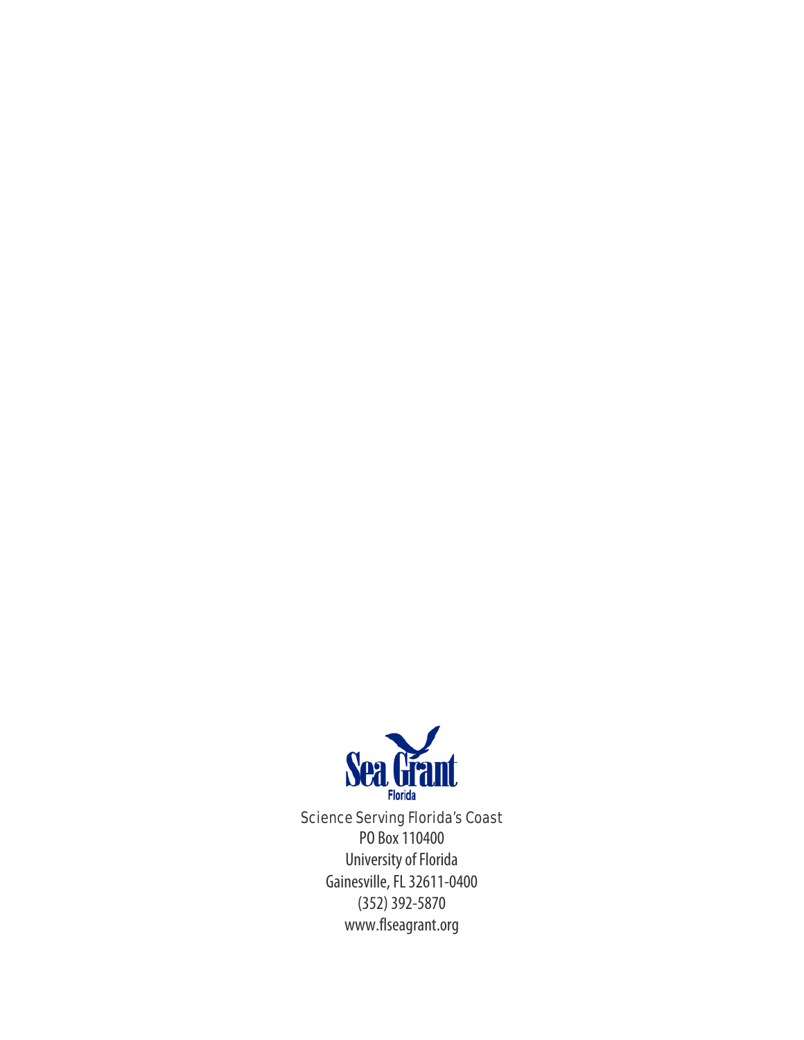Sea Grant
Florida

Science Serving Florida's Coast
PO Box 110400
University of Florida
Gainesville, FL 32611-0400
(352) 392-5870
www.flseagrant.org